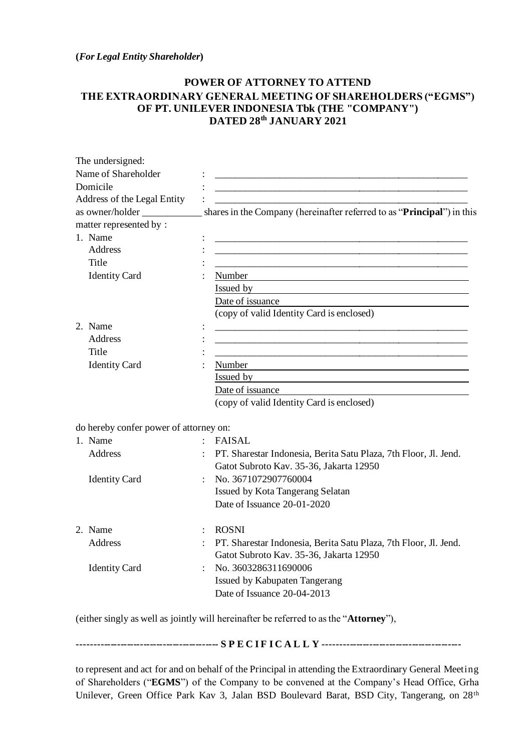**(*For Legal Entity Shareholder*)**

# POWER OF ATTORNEY TO ATTEND THE EXTRAORDINARY GENERAL MEETING OF SHAREHOLDERS ("EGMS") OF PT. UNILEVER INDONESIA Tbk (THE "COMPANY") DATED 28th JANUARY 2021

The undersigned:

Name of Shareholder : ____________________________________________

Domicile : ____________________________________________

Address of the Legal Entity : ____________________________________________

as owner/holder ____________ shares in the Company (hereinafter referred to as "**Principal**") in this matter represented by :

1. Name : ____________________________________________
   Address : ____________________________________________
   Title : ____________________________________________
   Identity Card : Number ____________________________________________
   Issued by ____________________________________________
   Date of issuance ____________________________________________
   (copy of valid Identity Card is enclosed)

2. Name : ____________________________________________
   Address : ____________________________________________
   Title : ____________________________________________
   Identity Card : Number ____________________________________________
   Issued by ____________________________________________
   Date of issuance ____________________________________________
   (copy of valid Identity Card is enclosed)

do hereby confer power of attorney on:

1. Name : FAISAL
   Address : PT. Sharestar Indonesia, Berita Satu Plaza, 7th Floor, Jl. Jend. Gatot Subroto Kav. 35-36, Jakarta 12950
   Identity Card : No. 3671072907760004
   Issued by Kota Tangerang Selatan
   Date of Issuance 20-01-2020

2. Name : ROSNI
   Address : PT. Sharestar Indonesia, Berita Satu Plaza, 7th Floor, Jl. Jend. Gatot Subroto Kav. 35-36, Jakarta 12950
   Identity Card : No. 3603286311690006
   Issued by Kabupaten Tangerang
   Date of Issuance 20-04-2013

(either singly as well as jointly will hereinafter be referred to as the "**Attorney**"),

---------------------------------------- **S P E C I F I C A L L Y** ----------------------------------------

to represent and act for and on behalf of the Principal in attending the Extraordinary General Meeting of Shareholders ("**EGMS**") of the Company to be convened at the Company's Head Office, Grha Unilever, Green Office Park Kav 3, Jalan BSD Boulevard Barat, BSD City, Tangerang, on 28th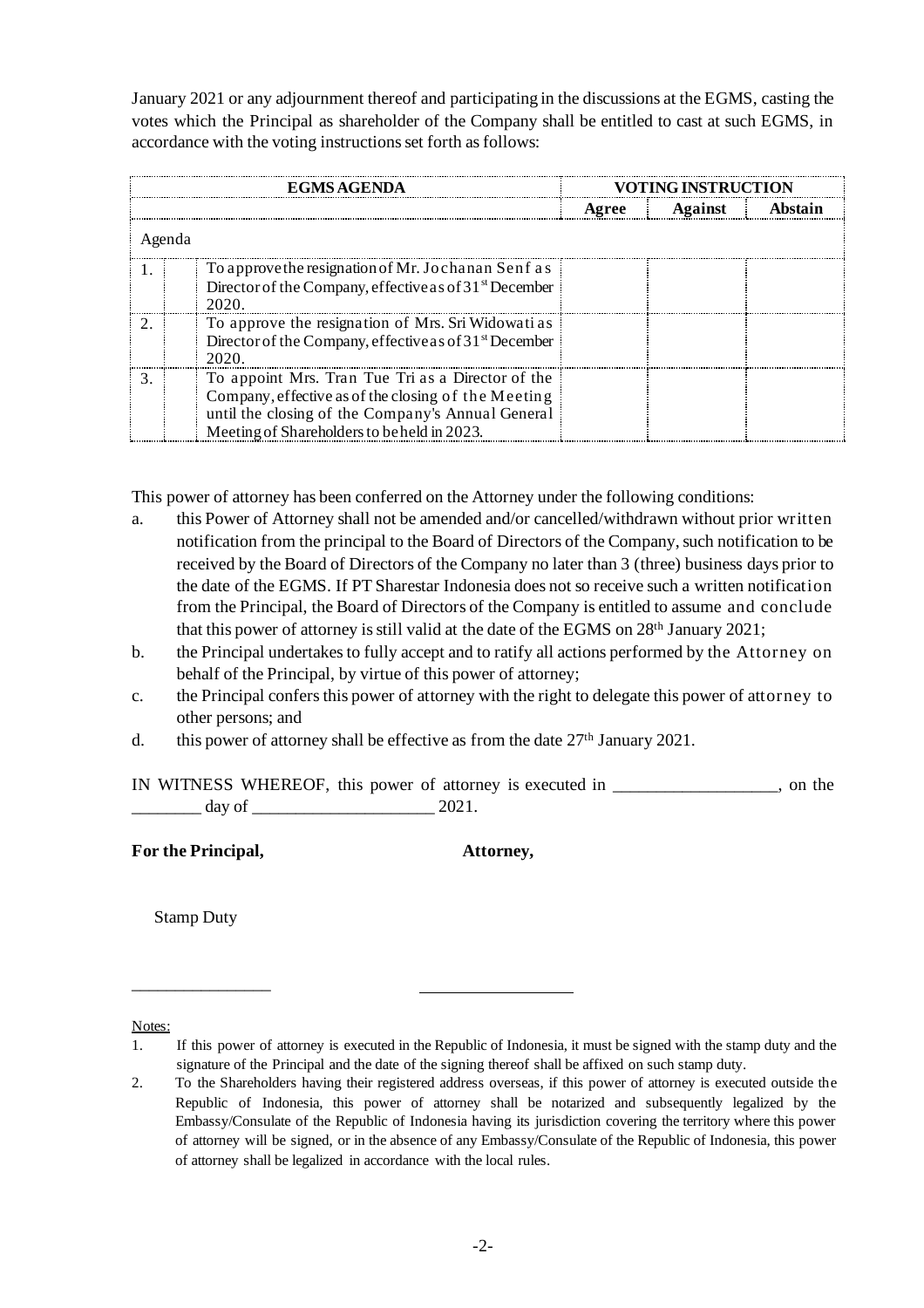January 2021 or any adjournment thereof and participating in the discussions at the EGMS, casting the votes which the Principal as shareholder of the Company shall be entitled to cast at such EGMS, in accordance with the voting instructions set forth as follows:

| EGMS AGENDA | | VOTING INSTRUCTION | | |
|---|---|---|---|---|
| | | Agree | Against | Abstain |
| Agenda | | | | |
| 1. | To approve the resignation of Mr. Jochanan Senf as Director of the Company, effective as of 31st December 2020. | | | |
| 2. | To approve the resignation of Mrs. Sri Widowati as Director of the Company, effective as of 31st December 2020. | | | |
| 3. | To appoint Mrs. Tran Tue Tri as a Director of the Company, effective as of the closing of the Meeting until the closing of the Company's Annual General Meeting of Shareholders to be held in 2023. | | | |

This power of attorney has been conferred on the Attorney under the following conditions:

a. this Power of Attorney shall not be amended and/or cancelled/withdrawn without prior written notification from the principal to the Board of Directors of the Company, such notification to be received by the Board of Directors of the Company no later than 3 (three) business days prior to the date of the EGMS. If PT Sharestar Indonesia does not so receive such a written notification from the Principal, the Board of Directors of the Company is entitled to assume and conclude that this power of attorney is still valid at the date of the EGMS on 28th January 2021;
b. the Principal undertakes to fully accept and to ratify all actions performed by the Attorney on behalf of the Principal, by virtue of this power of attorney;
c. the Principal confers this power of attorney with the right to delegate this power of attorney to other persons; and
d. this power of attorney shall be effective as from the date 27th January 2021.

IN WITNESS WHEREOF, this power of attorney is executed in ___________________, on the ________ day of _____________________ 2021.

**For the Principal,** **Attorney,**

Stamp Duty

_________________ _________________

Notes:

1. If this power of attorney is executed in the Republic of Indonesia, it must be signed with the stamp duty and the signature of the Principal and the date of the signing thereof shall be affixed on such stamp duty.
2. To the Shareholders having their registered address overseas, if this power of attorney is executed outside the Republic of Indonesia, this power of attorney shall be notarized and subsequently legalized by the Embassy/Consulate of the Republic of Indonesia having its jurisdiction covering the territory where this power of attorney will be signed, or in the absence of any Embassy/Consulate of the Republic of Indonesia, this power of attorney shall be legalized in accordance with the local rules.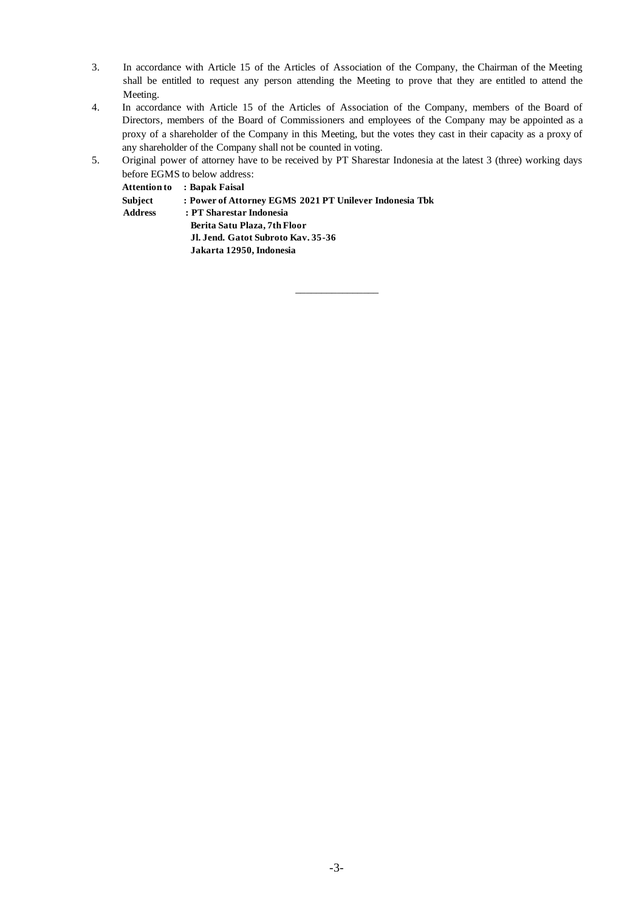3. In accordance with Article 15 of the Articles of Association of the Company, the Chairman of the Meeting shall be entitled to request any person attending the Meeting to prove that they are entitled to attend the Meeting.
4. In accordance with Article 15 of the Articles of Association of the Company, members of the Board of Directors, members of the Board of Commissioners and employees of the Company may be appointed as a proxy of a shareholder of the Company in this Meeting, but the votes they cast in their capacity as a proxy of any shareholder of the Company shall not be counted in voting.
5. Original power of attorney have to be received by PT Sharestar Indonesia at the latest 3 (three) working days before EGMS to below address:

   **Attention to : Bapak Faisal**
   **Subject : Power of Attorney EGMS 2021 PT Unilever Indonesia Tbk**
   **Address : PT Sharestar Indonesia**
   **Berita Satu Plaza, 7th Floor**
   **Jl. Jend. Gatot Subroto Kav. 35-36**
   **Jakarta 12950, Indonesia**

---